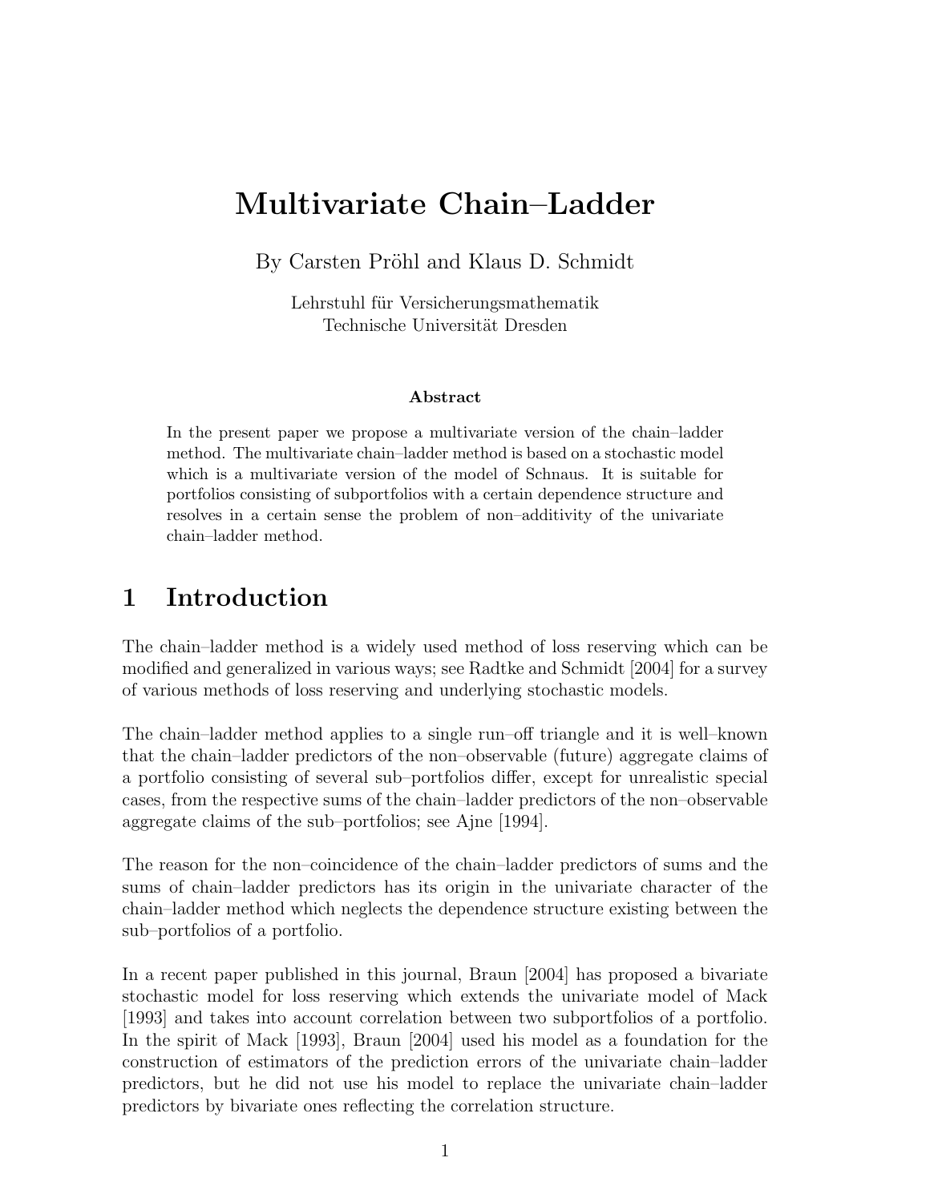# Multivariate Chain–Ladder

By Carsten Pröhl and Klaus D. Schmidt

Lehrstuhl für Versicherungsmathematik
Technische Universität Dresden

**Abstract**

In the present paper we propose a multivariate version of the chain–ladder method. The multivariate chain–ladder method is based on a stochastic model which is a multivariate version of the model of Schnaus. It is suitable for portfolios consisting of subportfolios with a certain dependence structure and resolves in a certain sense the problem of non–additivity of the univariate chain–ladder method.

## 1 Introduction

The chain–ladder method is a widely used method of loss reserving which can be modified and generalized in various ways; see Radtke and Schmidt [2004] for a survey of various methods of loss reserving and underlying stochastic models.

The chain–ladder method applies to a single run–off triangle and it is well–known that the chain–ladder predictors of the non–observable (future) aggregate claims of a portfolio consisting of several sub–portfolios differ, except for unrealistic special cases, from the respective sums of the chain–ladder predictors of the non–observable aggregate claims of the sub–portfolios; see Ajne [1994].

The reason for the non–coincidence of the chain–ladder predictors of sums and the sums of chain–ladder predictors has its origin in the univariate character of the chain–ladder method which neglects the dependence structure existing between the sub–portfolios of a portfolio.

In a recent paper published in this journal, Braun [2004] has proposed a bivariate stochastic model for loss reserving which extends the univariate model of Mack [1993] and takes into account correlation between two subportfolios of a portfolio. In the spirit of Mack [1993], Braun [2004] used his model as a foundation for the construction of estimators of the prediction errors of the univariate chain–ladder predictors, but he did not use his model to replace the univariate chain–ladder predictors by bivariate ones reflecting the correlation structure.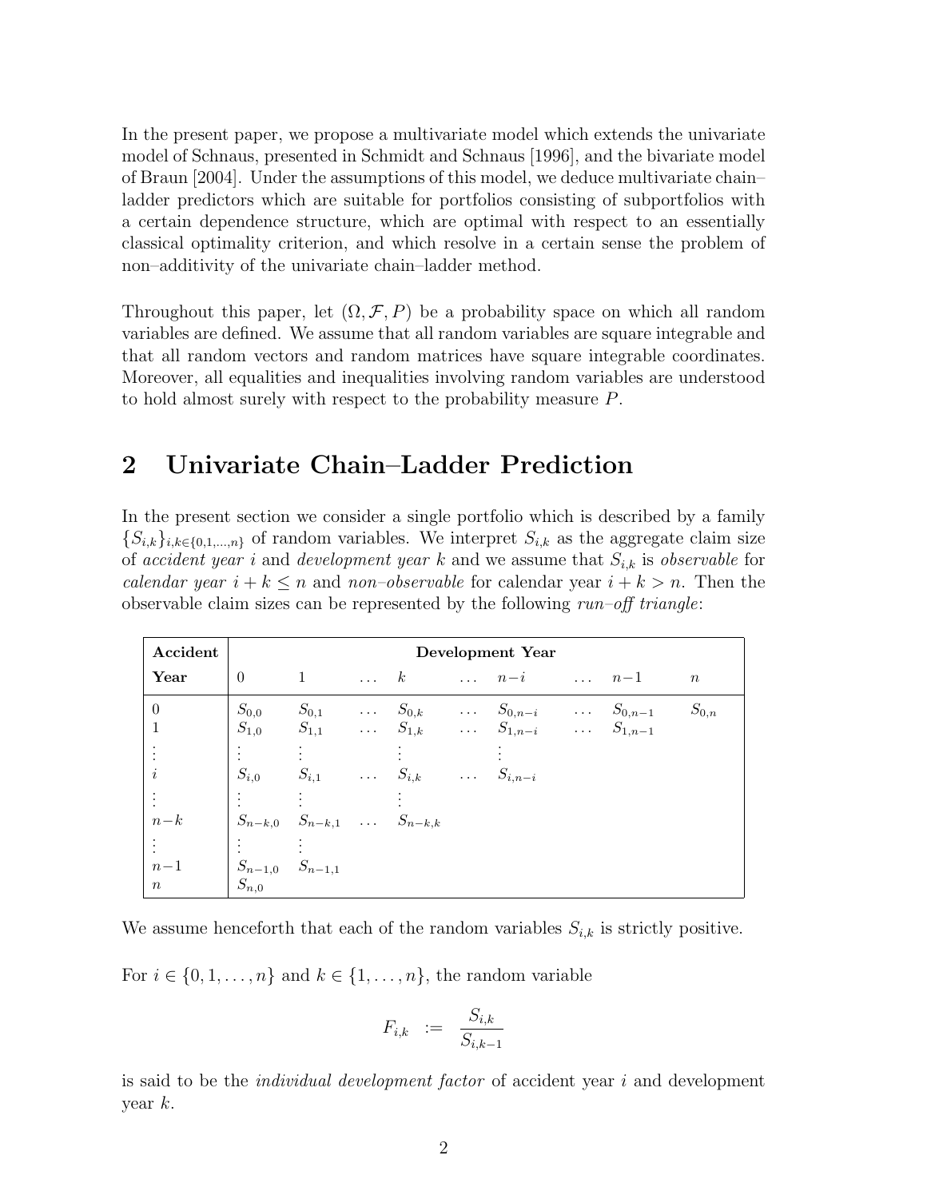In the present paper, we propose a multivariate model which extends the univariate model of Schnaus, presented in Schmidt and Schnaus [1996], and the bivariate model of Braun [2004]. Under the assumptions of this model, we deduce multivariate chain–ladder predictors which are suitable for portfolios consisting of subportfolios with a certain dependence structure, which are optimal with respect to an essentially classical optimality criterion, and which resolve in a certain sense the problem of non–additivity of the univariate chain–ladder method.

Throughout this paper, let $(\Omega, \mathcal{F}, P)$ be a probability space on which all random variables are defined. We assume that all random variables are square integrable and that all random vectors and random matrices have square integrable coordinates. Moreover, all equalities and inequalities involving random variables are understood to hold almost surely with respect to the probability measure $P$.

## 2 Univariate Chain–Ladder Prediction

In the present section we consider a single portfolio which is described by a family $\{S_{i,k}\}_{i,k\in\{0,1,\ldots,n\}}$ of random variables. We interpret $S_{i,k}$ as the aggregate claim size of *accident year* $i$ and *development year* $k$ and we assume that $S_{i,k}$ is *observable* for *calendar year* $i+k \leq n$ and *non–observable* for calendar year $i+k > n$. Then the observable claim sizes can be represented by the following *run–off triangle*:

| **Accident** | **Development Year** | | | | | | | | |
|---|---|---|---|---|---|---|---|---|---|
| **Year** | $0$ | $1$ | $\ldots$ | $k$ | $\ldots$ | $n-i$ | $\ldots$ | $n-1$ | $n$ |
| $0$ | $S_{0,0}$ | $S_{0,1}$ | $\ldots$ | $S_{0,k}$ | $\ldots$ | $S_{0,n-i}$ | $\ldots$ | $S_{0,n-1}$ | $S_{0,n}$ |
| $1$ | $S_{1,0}$ | $S_{1,1}$ | $\ldots$ | $S_{1,k}$ | $\ldots$ | $S_{1,n-i}$ | $\ldots$ | $S_{1,n-1}$ | |
| $\vdots$ | $\vdots$ | $\vdots$ | | $\vdots$ | | $\vdots$ | | | |
| $i$ | $S_{i,0}$ | $S_{i,1}$ | $\ldots$ | $S_{i,k}$ | $\ldots$ | $S_{i,n-i}$ | | | |
| $\vdots$ | $\vdots$ | $\vdots$ | | $\vdots$ | | | | | |
| $n-k$ | $S_{n-k,0}$ | $S_{n-k,1}$ | $\ldots$ | $S_{n-k,k}$ | | | | | |
| $\vdots$ | $\vdots$ | $\vdots$ | | | | | | | |
| $n-1$ | $S_{n-1,0}$ | $S_{n-1,1}$ | | | | | | | |
| $n$ | $S_{n,0}$ | | | | | | | | |

We assume henceforth that each of the random variables $S_{i,k}$ is strictly positive.

For $i \in \{0, 1, \ldots, n\}$ and $k \in \{1, \ldots, n\}$, the random variable

$$F_{i,k} \;:=\; \frac{S_{i,k}}{S_{i,k-1}}$$

is said to be the *individual development factor* of accident year $i$ and development year $k$.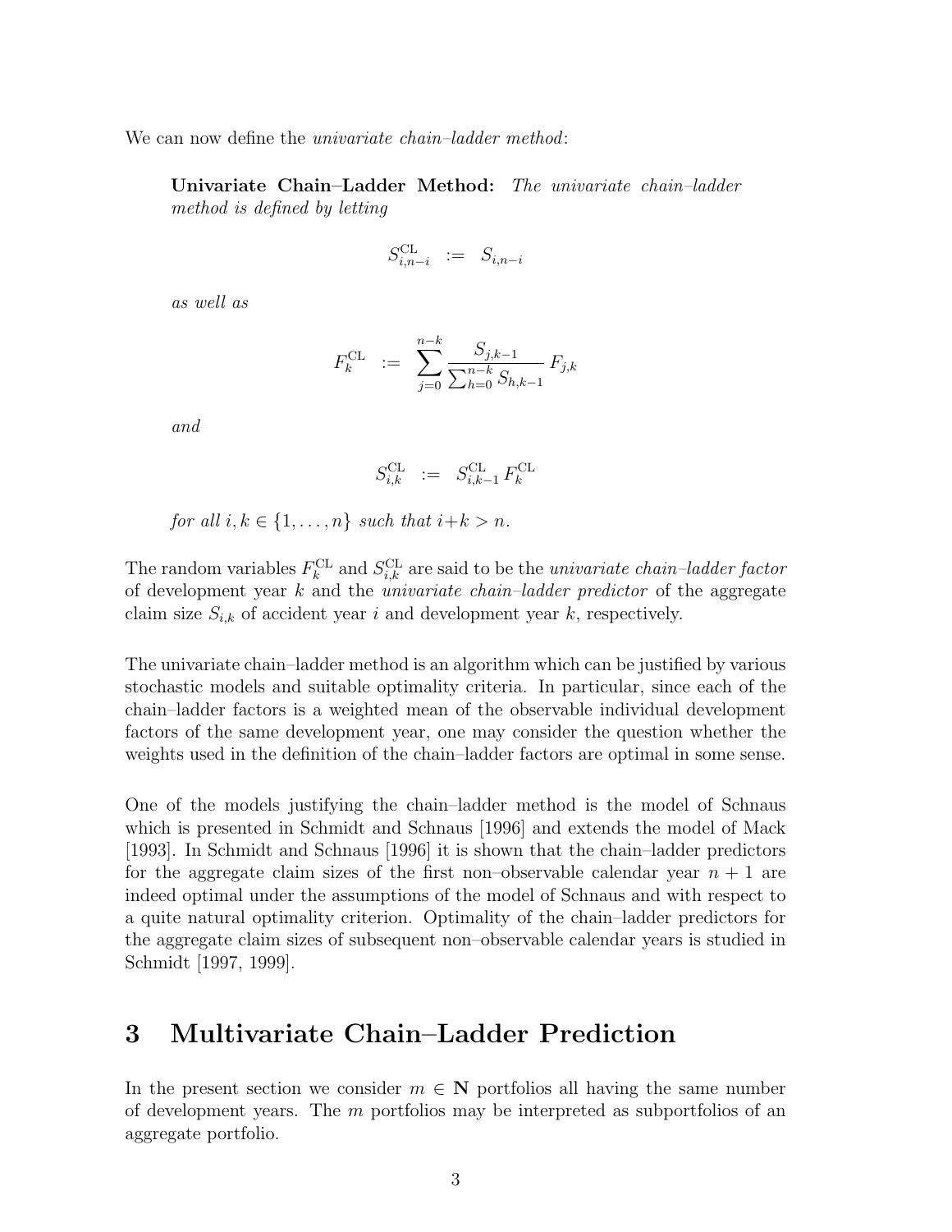We can now define the *univariate chain–ladder method*:

> **Univariate Chain–Ladder Method:** *The univariate chain–ladder method is defined by letting*
>
> $$S_{i,n-i}^{\mathrm{CL}} \;:=\; S_{i,n-i}$$
>
> *as well as*
>
> $$F_k^{\mathrm{CL}} \;:=\; \sum_{j=0}^{n-k} \frac{S_{j,k-1}}{\sum_{h=0}^{n-k} S_{h,k-1}} \, F_{j,k}$$
>
> *and*
>
> $$S_{i,k}^{\mathrm{CL}} \;:=\; S_{i,k-1}^{\mathrm{CL}} \, F_k^{\mathrm{CL}}$$
>
> *for all $i, k \in \{1, \ldots, n\}$ such that $i+k > n$.*

The random variables $F_k^{\mathrm{CL}}$ and $S_{i,k}^{\mathrm{CL}}$ are said to be the *univariate chain–ladder factor* of development year $k$ and the *univariate chain–ladder predictor* of the aggregate claim size $S_{i,k}$ of accident year $i$ and development year $k$, respectively.

The univariate chain–ladder method is an algorithm which can be justified by various stochastic models and suitable optimality criteria. In particular, since each of the chain–ladder factors is a weighted mean of the observable individual development factors of the same development year, one may consider the question whether the weights used in the definition of the chain–ladder factors are optimal in some sense.

One of the models justifying the chain–ladder method is the model of Schnaus which is presented in Schmidt and Schnaus [1996] and extends the model of Mack [1993]. In Schmidt and Schnaus [1996] it is shown that the chain–ladder predictors for the aggregate claim sizes of the first non–observable calendar year $n+1$ are indeed optimal under the assumptions of the model of Schnaus and with respect to a quite natural optimality criterion. Optimality of the chain–ladder predictors for the aggregate claim sizes of subsequent non–observable calendar years is studied in Schmidt [1997, 1999].

# 3 Multivariate Chain–Ladder Prediction

In the present section we consider $m \in \mathbf{N}$ portfolios all having the same number of development years. The $m$ portfolios may be interpreted as subportfolios of an aggregate portfolio.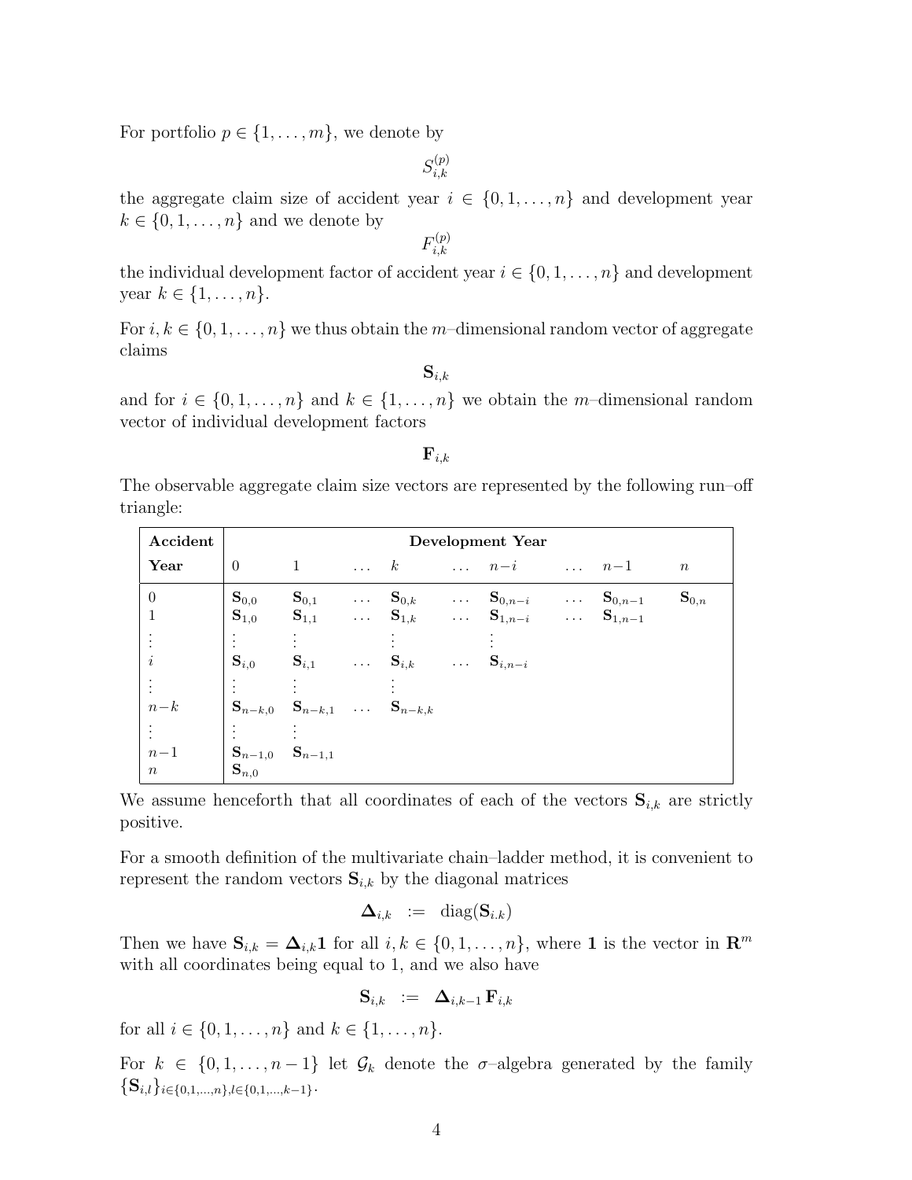For portfolio $p \in \{1, \ldots, m\}$, we denote by

$$S_{i,k}^{(p)}$$

the aggregate claim size of accident year $i \in \{0, 1, \ldots, n\}$ and development year $k \in \{0, 1, \ldots, n\}$ and we denote by

$$F_{i,k}^{(p)}$$

the individual development factor of accident year $i \in \{0, 1, \ldots, n\}$ and development year $k \in \{1, \ldots, n\}$.

For $i, k \in \{0, 1, \ldots, n\}$ we thus obtain the $m$–dimensional random vector of aggregate claims

$$\mathbf{S}_{i,k}$$

and for $i \in \{0, 1, \ldots, n\}$ and $k \in \{1, \ldots, n\}$ we obtain the $m$–dimensional random vector of individual development factors

$$\mathbf{F}_{i,k}$$

The observable aggregate claim size vectors are represented by the following run–off triangle:

| **Accident Year** | **Development Year** 0 | 1 | $\ldots$ | $k$ | $\ldots$ | $n-i$ | $\ldots$ | $n-1$ | $n$ |
|---|---|---|---|---|---|---|---|---|---|
| 0 | $\mathbf{S}_{0,0}$ | $\mathbf{S}_{0,1}$ | $\ldots$ | $\mathbf{S}_{0,k}$ | $\ldots$ | $\mathbf{S}_{0,n-i}$ | $\ldots$ | $\mathbf{S}_{0,n-1}$ | $\mathbf{S}_{0,n}$ |
| 1 | $\mathbf{S}_{1,0}$ | $\mathbf{S}_{1,1}$ | $\ldots$ | $\mathbf{S}_{1,k}$ | $\ldots$ | $\mathbf{S}_{1,n-i}$ | $\ldots$ | $\mathbf{S}_{1,n-1}$ | |
| $\vdots$ | $\vdots$ | $\vdots$ | | $\vdots$ | | $\vdots$ | | | |
| $i$ | $\mathbf{S}_{i,0}$ | $\mathbf{S}_{i,1}$ | $\ldots$ | $\mathbf{S}_{i,k}$ | $\ldots$ | $\mathbf{S}_{i,n-i}$ | | | |
| $\vdots$ | $\vdots$ | $\vdots$ | | $\vdots$ | | | | | |
| $n-k$ | $\mathbf{S}_{n-k,0}$ | $\mathbf{S}_{n-k,1}$ | $\ldots$ | $\mathbf{S}_{n-k,k}$ | | | | | |
| $\vdots$ | $\vdots$ | $\vdots$ | | | | | | | |
| $n-1$ | $\mathbf{S}_{n-1,0}$ | $\mathbf{S}_{n-1,1}$ | | | | | | | |
| $n$ | $\mathbf{S}_{n,0}$ | | | | | | | | |

We assume henceforth that all coordinates of each of the vectors $\mathbf{S}_{i,k}$ are strictly positive.

For a smooth definition of the multivariate chain–ladder method, it is convenient to represent the random vectors $\mathbf{S}_{i,k}$ by the diagonal matrices

$$\boldsymbol{\Delta}_{i,k} \ := \ \operatorname{diag}(\mathbf{S}_{i.k})$$

Then we have $\mathbf{S}_{i,k} = \boldsymbol{\Delta}_{i,k}\mathbf{1}$ for all $i, k \in \{0, 1, \ldots, n\}$, where $\mathbf{1}$ is the vector in $\mathbf{R}^m$ with all coordinates being equal to 1, and we also have

$$\mathbf{S}_{i,k} \ := \ \boldsymbol{\Delta}_{i,k-1}\,\mathbf{F}_{i,k}$$

for all $i \in \{0, 1, \ldots, n\}$ and $k \in \{1, \ldots, n\}$.

For $k \in \{0, 1, \ldots, n-1\}$ let $\mathcal{G}_k$ denote the $\sigma$–algebra generated by the family $\{\mathbf{S}_{i,l}\}_{i \in \{0,1,\ldots,n\}, l \in \{0,1,\ldots,k-1\}}$.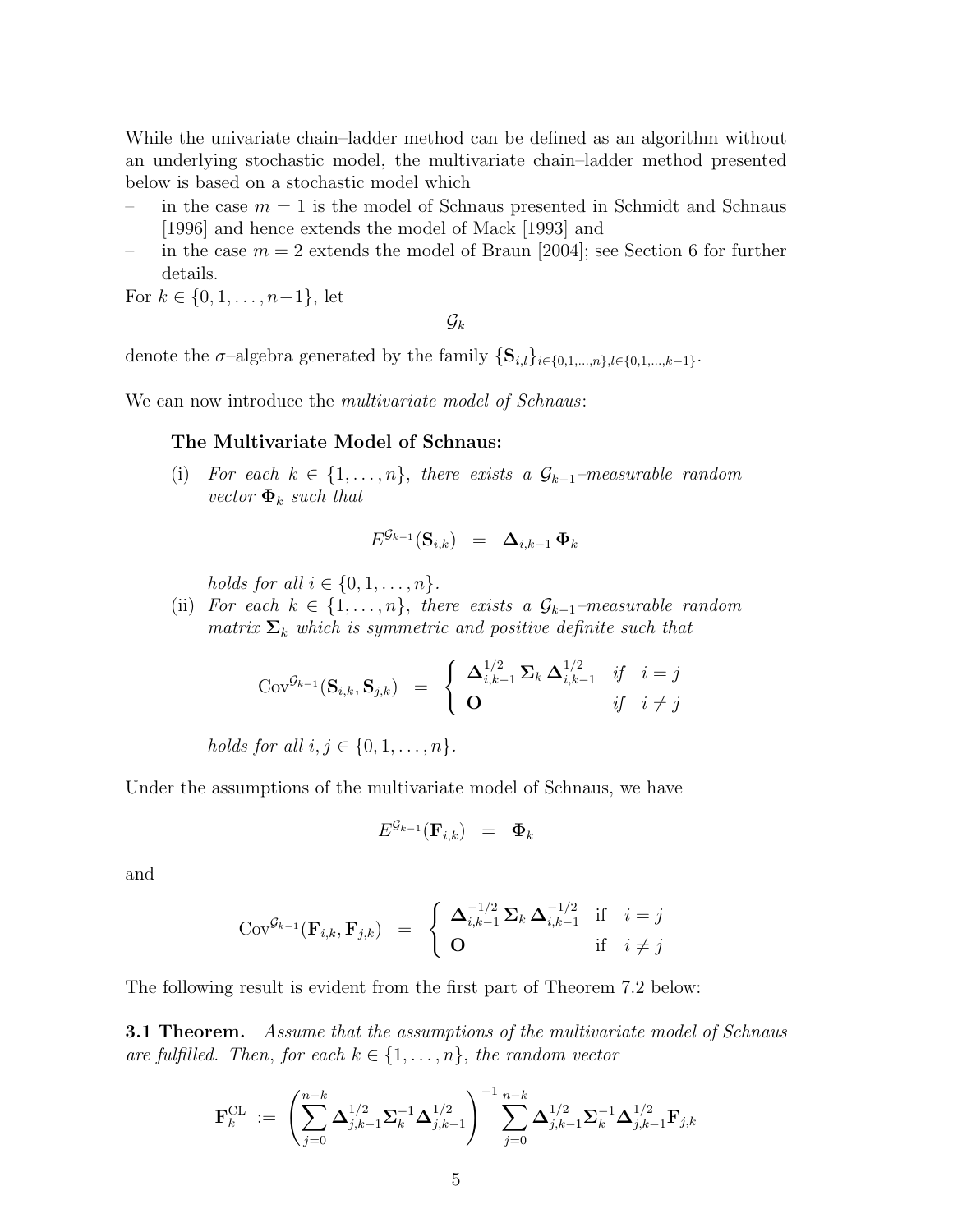While the univariate chain–ladder method can be defined as an algorithm without an underlying stochastic model, the multivariate chain–ladder method presented below is based on a stochastic model which

- in the case $m = 1$ is the model of Schnaus presented in Schmidt and Schnaus [1996] and hence extends the model of Mack [1993] and
- in the case $m = 2$ extends the model of Braun [2004]; see Section 6 for further details.

For $k \in \{0, 1, \ldots, n-1\}$, let

$$\mathcal{G}_k$$

denote the $\sigma$–algebra generated by the family $\{\mathbf{S}_{i,l}\}_{i \in \{0,1,\ldots,n\}, l \in \{0,1,\ldots,k-1\}}$.

We can now introduce the *multivariate model of Schnaus*:

**The Multivariate Model of Schnaus:**

(i) *For each $k \in \{1, \ldots, n\}$, there exists a $\mathcal{G}_{k-1}$–measurable random vector $\mathbf{\Phi}_k$ such that*

$$E^{\mathcal{G}_{k-1}}(\mathbf{S}_{i,k}) \;=\; \mathbf{\Delta}_{i,k-1}\,\mathbf{\Phi}_k$$

*holds for all $i \in \{0, 1, \ldots, n\}$.*

(ii) *For each $k \in \{1, \ldots, n\}$, there exists a $\mathcal{G}_{k-1}$–measurable random matrix $\mathbf{\Sigma}_k$ which is symmetric and positive definite such that*

$$\mathrm{Cov}^{\mathcal{G}_{k-1}}(\mathbf{S}_{i,k}, \mathbf{S}_{j,k}) \;=\; \begin{cases} \mathbf{\Delta}_{i,k-1}^{1/2}\,\mathbf{\Sigma}_k\,\mathbf{\Delta}_{i,k-1}^{1/2} & \text{if} \quad i = j \\ \mathbf{O} & \text{if} \quad i \neq j \end{cases}$$

*holds for all $i, j \in \{0, 1, \ldots, n\}$.*

Under the assumptions of the multivariate model of Schnaus, we have

$$E^{\mathcal{G}_{k-1}}(\mathbf{F}_{i,k}) \;=\; \mathbf{\Phi}_k$$

and

$$\mathrm{Cov}^{\mathcal{G}_{k-1}}(\mathbf{F}_{i,k}, \mathbf{F}_{j,k}) \;=\; \begin{cases} \mathbf{\Delta}_{i,k-1}^{-1/2}\,\mathbf{\Sigma}_k\,\mathbf{\Delta}_{i,k-1}^{-1/2} & \text{if} \quad i = j \\ \mathbf{O} & \text{if} \quad i \neq j \end{cases}$$

The following result is evident from the first part of Theorem 7.2 below:

**3.1 Theorem.** *Assume that the assumptions of the multivariate model of Schnaus are fulfilled. Then, for each $k \in \{1, \ldots, n\}$, the random vector*

$$\mathbf{F}_k^{\mathrm{CL}} \;:=\; \left( \sum_{j=0}^{n-k} \mathbf{\Delta}_{j,k-1}^{1/2} \mathbf{\Sigma}_k^{-1} \mathbf{\Delta}_{j,k-1}^{1/2} \right)^{-1} \sum_{j=0}^{n-k} \mathbf{\Delta}_{j,k-1}^{1/2} \mathbf{\Sigma}_k^{-1} \mathbf{\Delta}_{j,k-1}^{1/2} \mathbf{F}_{j,k}$$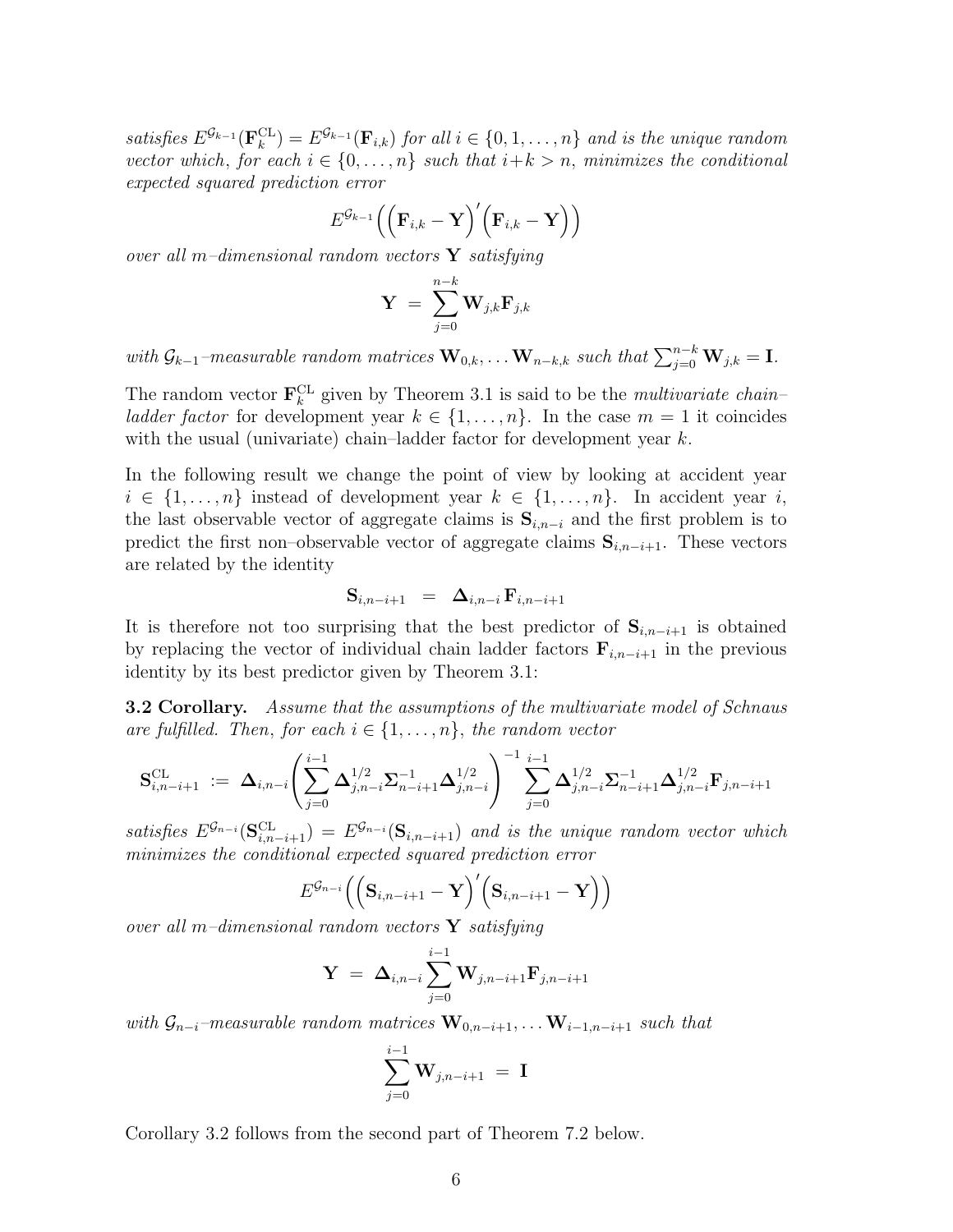*satisfies* $E^{\mathcal{G}_{k-1}}(\mathbf{F}_k^{\text{CL}}) = E^{\mathcal{G}_{k-1}}(\mathbf{F}_{i,k})$ *for all* $i \in \{0, 1, \ldots, n\}$ *and is the unique random vector which, for each* $i \in \{0, \ldots, n\}$ *such that* $i+k > n$*, minimizes the conditional expected squared prediction error*

$$E^{\mathcal{G}_{k-1}}\Big(\Big(\mathbf{F}_{i,k} - \mathbf{Y}\Big)'\Big(\mathbf{F}_{i,k} - \mathbf{Y}\Big)\Big)$$

*over all* $m$*–dimensional random vectors* $\mathbf{Y}$ *satisfying*

$$\mathbf{Y} \;=\; \sum_{j=0}^{n-k} \mathbf{W}_{j,k} \mathbf{F}_{j,k}$$

*with* $\mathcal{G}_{k-1}$*–measurable random matrices* $\mathbf{W}_{0,k}, \ldots \mathbf{W}_{n-k,k}$ *such that* $\sum_{j=0}^{n-k} \mathbf{W}_{j,k} = \mathbf{I}$*.*

The random vector $\mathbf{F}_k^{\text{CL}}$ given by Theorem 3.1 is said to be the *multivariate chain–ladder factor* for development year $k \in \{1, \ldots, n\}$. In the case $m = 1$ it coincides with the usual (univariate) chain–ladder factor for development year $k$.

In the following result we change the point of view by looking at accident year $i \in \{1, \ldots, n\}$ instead of development year $k \in \{1, \ldots, n\}$. In accident year $i$, the last observable vector of aggregate claims is $\mathbf{S}_{i,n-i}$ and the first problem is to predict the first non–observable vector of aggregate claims $\mathbf{S}_{i,n-i+1}$. These vectors are related by the identity

$$\mathbf{S}_{i,n-i+1} \;=\; \mathbf{\Delta}_{i,n-i}\, \mathbf{F}_{i,n-i+1}$$

It is therefore not too surprising that the best predictor of $\mathbf{S}_{i,n-i+1}$ is obtained by replacing the vector of individual chain ladder factors $\mathbf{F}_{i,n-i+1}$ in the previous identity by its best predictor given by Theorem 3.1:

**3.2 Corollary.** *Assume that the assumptions of the multivariate model of Schnaus are fulfilled. Then, for each* $i \in \{1, \ldots, n\}$*, the random vector*

$$\mathbf{S}_{i,n-i+1}^{\text{CL}} \;:=\; \mathbf{\Delta}_{i,n-i}\left(\sum_{j=0}^{i-1} \mathbf{\Delta}_{j,n-i}^{1/2} \mathbf{\Sigma}_{n-i+1}^{-1} \mathbf{\Delta}_{j,n-i}^{1/2}\right)^{-1} \sum_{j=0}^{i-1} \mathbf{\Delta}_{j,n-i}^{1/2} \mathbf{\Sigma}_{n-i+1}^{-1} \mathbf{\Delta}_{j,n-i}^{1/2} \mathbf{F}_{j,n-i+1}$$

*satisfies* $E^{\mathcal{G}_{n-i}}(\mathbf{S}_{i,n-i+1}^{\text{CL}}) = E^{\mathcal{G}_{n-i}}(\mathbf{S}_{i,n-i+1})$ *and is the unique random vector which minimizes the conditional expected squared prediction error*

$$E^{\mathcal{G}_{n-i}}\Big(\Big(\mathbf{S}_{i,n-i+1} - \mathbf{Y}\Big)'\Big(\mathbf{S}_{i,n-i+1} - \mathbf{Y}\Big)\Big)$$

*over all* $m$*–dimensional random vectors* $\mathbf{Y}$ *satisfying*

$$\mathbf{Y} \;=\; \mathbf{\Delta}_{i,n-i} \sum_{j=0}^{i-1} \mathbf{W}_{j,n-i+1} \mathbf{F}_{j,n-i+1}$$

*with* $\mathcal{G}_{n-i}$*–measurable random matrices* $\mathbf{W}_{0,n-i+1}, \ldots \mathbf{W}_{i-1,n-i+1}$ *such that*

$$\sum_{j=0}^{i-1} \mathbf{W}_{j,n-i+1} \;=\; \mathbf{I}$$

Corollary 3.2 follows from the second part of Theorem 7.2 below.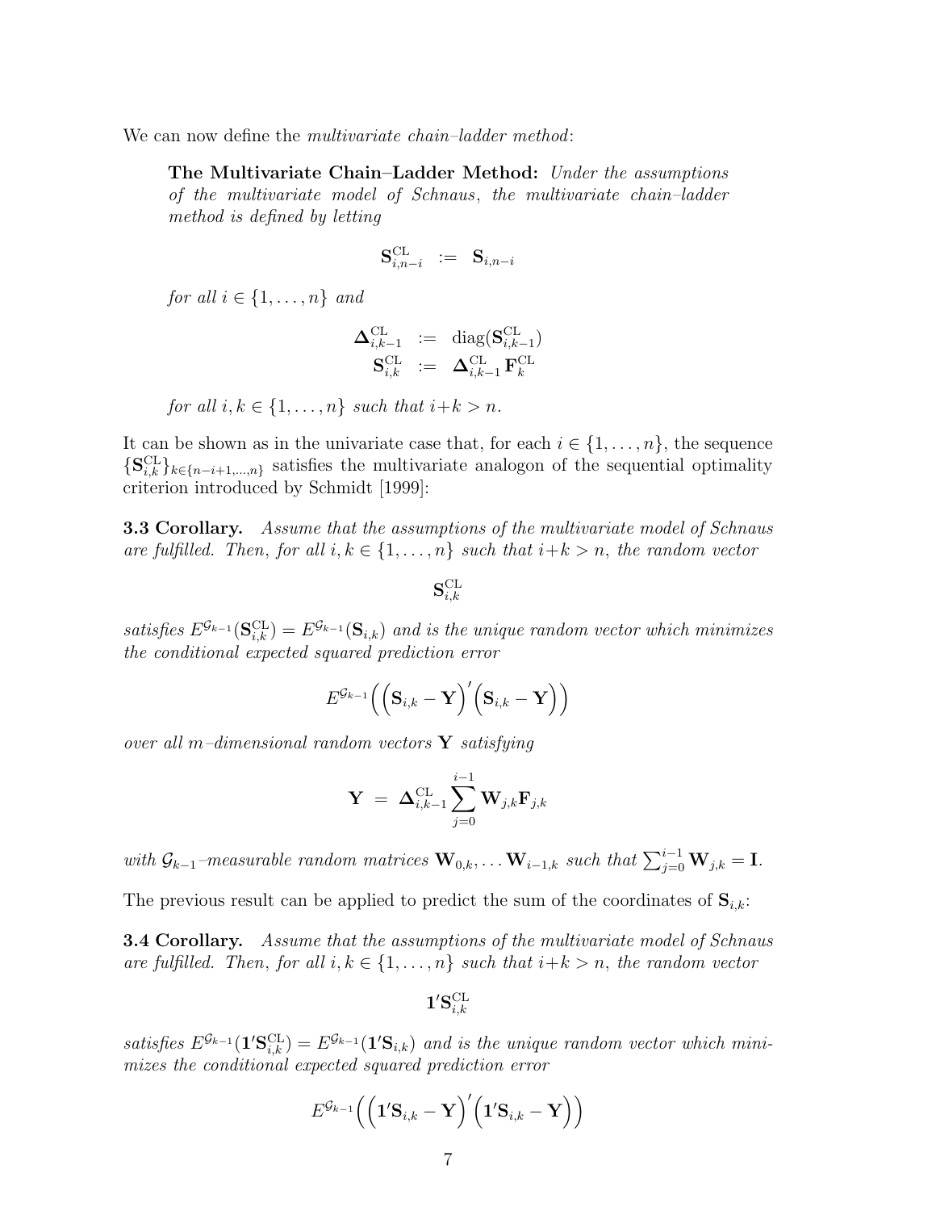We can now define the *multivariate chain–ladder method*:

> **The Multivariate Chain–Ladder Method:** *Under the assumptions of the multivariate model of Schnaus, the multivariate chain–ladder method is defined by letting*
>
> $$\mathbf{S}_{i,n-i}^{\mathrm{CL}} \;:=\; \mathbf{S}_{i,n-i}$$
>
> *for all $i \in \{1,\dots,n\}$ and*
>
> $$\begin{aligned}\boldsymbol{\Delta}_{i,k-1}^{\mathrm{CL}} &:= \operatorname{diag}(\mathbf{S}_{i,k-1}^{\mathrm{CL}})\\ \mathbf{S}_{i,k}^{\mathrm{CL}} &:= \boldsymbol{\Delta}_{i,k-1}^{\mathrm{CL}}\,\mathbf{F}_k^{\mathrm{CL}}\end{aligned}$$
>
> *for all $i,k \in \{1,\dots,n\}$ such that $i+k>n$.*

It can be shown as in the univariate case that, for each $i \in \{1,\dots,n\}$, the sequence $\{\mathbf{S}_{i,k}^{\mathrm{CL}}\}_{k\in\{n-i+1,\dots,n\}}$ satisfies the multivariate analogon of the sequential optimality criterion introduced by Schmidt [1999]:

**3.3 Corollary.** *Assume that the assumptions of the multivariate model of Schnaus are fulfilled. Then, for all $i,k \in \{1,\dots,n\}$ such that $i+k>n$, the random vector*

$$\mathbf{S}_{i,k}^{\mathrm{CL}}$$

*satisfies $E^{\mathcal{G}_{k-1}}(\mathbf{S}_{i,k}^{\mathrm{CL}}) = E^{\mathcal{G}_{k-1}}(\mathbf{S}_{i,k})$ and is the unique random vector which minimizes the conditional expected squared prediction error*

$$E^{\mathcal{G}_{k-1}}\Big(\Big(\mathbf{S}_{i,k}-\mathbf{Y}\Big)'\Big(\mathbf{S}_{i,k}-\mathbf{Y}\Big)\Big)$$

*over all $m$–dimensional random vectors $\mathbf{Y}$ satisfying*

$$\mathbf{Y} \;=\; \boldsymbol{\Delta}_{i,k-1}^{\mathrm{CL}} \sum_{j=0}^{i-1} \mathbf{W}_{j,k}\mathbf{F}_{j,k}$$

*with $\mathcal{G}_{k-1}$–measurable random matrices $\mathbf{W}_{0,k},\dots \mathbf{W}_{i-1,k}$ such that $\sum_{j=0}^{i-1}\mathbf{W}_{j,k} = \mathbf{I}$.*

The previous result can be applied to predict the sum of the coordinates of $\mathbf{S}_{i,k}$:

**3.4 Corollary.** *Assume that the assumptions of the multivariate model of Schnaus are fulfilled. Then, for all $i,k \in \{1,\dots,n\}$ such that $i+k>n$, the random vector*

$$\mathbf{1}'\mathbf{S}_{i,k}^{\mathrm{CL}}$$

*satisfies $E^{\mathcal{G}_{k-1}}(\mathbf{1}'\mathbf{S}_{i,k}^{\mathrm{CL}}) = E^{\mathcal{G}_{k-1}}(\mathbf{1}'\mathbf{S}_{i,k})$ and is the unique random vector which minimizes the conditional expected squared prediction error*

$$E^{\mathcal{G}_{k-1}}\Big(\Big(\mathbf{1}'\mathbf{S}_{i,k}-\mathbf{Y}\Big)'\Big(\mathbf{1}'\mathbf{S}_{i,k}-\mathbf{Y}\Big)\Big)$$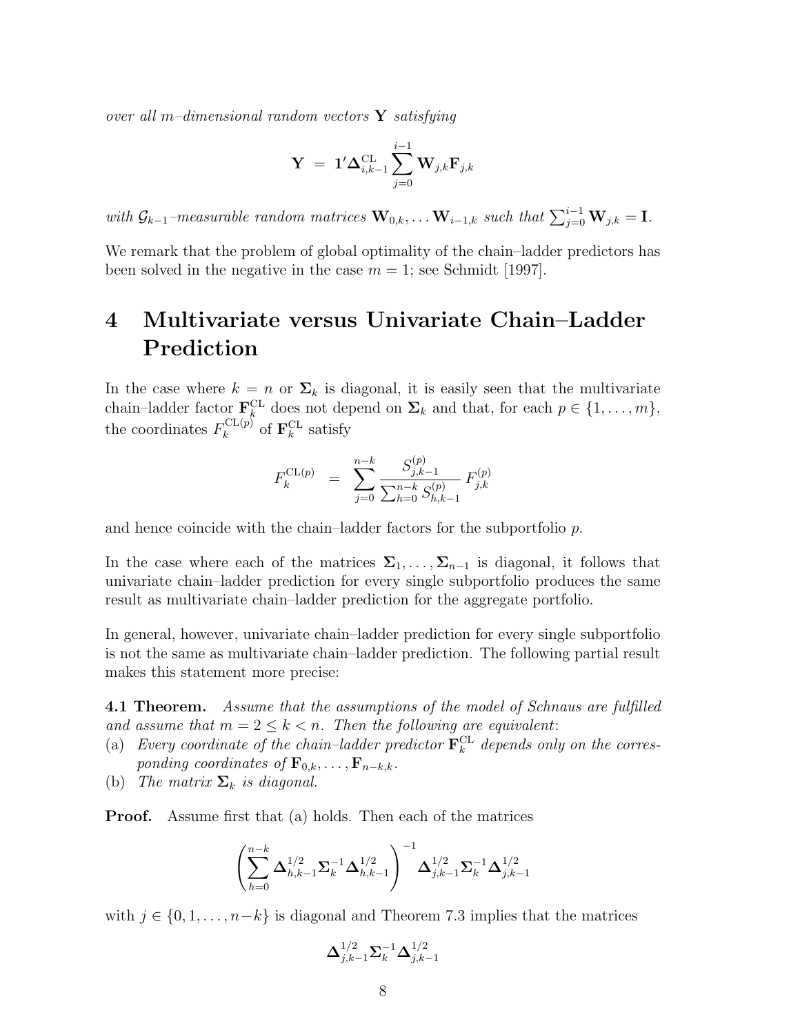*over all m–dimensional random vectors* $\mathbf{Y}$ *satisfying*

$$\mathbf{Y} \;=\; \mathbf{1}'\mathbf{\Delta}^{\mathrm{CL}}_{i,k-1}\sum_{j=0}^{i-1}\mathbf{W}_{j,k}\mathbf{F}_{j,k}$$

*with* $\mathcal{G}_{k-1}$*–measurable random matrices* $\mathbf{W}_{0,k},\ldots\mathbf{W}_{i-1,k}$ *such that* $\sum_{j=0}^{i-1}\mathbf{W}_{j,k} = \mathbf{I}$.

We remark that the problem of global optimality of the chain–ladder predictors has been solved in the negative in the case $m = 1$; see Schmidt [1997].

# 4 Multivariate versus Univariate Chain–Ladder Prediction

In the case where $k = n$ or $\mathbf{\Sigma}_k$ is diagonal, it is easily seen that the multivariate chain–ladder factor $\mathbf{F}^{\mathrm{CL}}_k$ does not depend on $\mathbf{\Sigma}_k$ and that, for each $p \in \{1,\ldots,m\}$, the coordinates $F^{\mathrm{CL}(p)}_k$ of $\mathbf{F}^{\mathrm{CL}}_k$ satisfy

$$F^{\mathrm{CL}(p)}_k \;=\; \sum_{j=0}^{n-k}\frac{S^{(p)}_{j,k-1}}{\sum_{h=0}^{n-k}S^{(p)}_{h,k-1}}\,F^{(p)}_{j,k}$$

and hence coincide with the chain–ladder factors for the subportfolio $p$.

In the case where each of the matrices $\mathbf{\Sigma}_1,\ldots,\mathbf{\Sigma}_{n-1}$ is diagonal, it follows that univariate chain–ladder prediction for every single subportfolio produces the same result as multivariate chain–ladder prediction for the aggregate portfolio.

In general, however, univariate chain–ladder prediction for every single subportfolio is not the same as multivariate chain–ladder prediction. The following partial result makes this statement more precise:

**4.1 Theorem.** *Assume that the assumptions of the model of Schnaus are fulfilled and assume that* $m = 2 \le k < n$. *Then the following are equivalent*:

(a) *Every coordinate of the chain–ladder predictor* $\mathbf{F}^{\mathrm{CL}}_k$ *depends only on the corresponding coordinates of* $\mathbf{F}_{0,k},\ldots,\mathbf{F}_{n-k,k}$.

(b) *The matrix* $\mathbf{\Sigma}_k$ *is diagonal.*

**Proof.** Assume first that (a) holds. Then each of the matrices

$$\left(\sum_{h=0}^{n-k}\mathbf{\Delta}^{1/2}_{h,k-1}\mathbf{\Sigma}^{-1}_k\mathbf{\Delta}^{1/2}_{h,k-1}\right)^{-1}\mathbf{\Delta}^{1/2}_{j,k-1}\mathbf{\Sigma}^{-1}_k\mathbf{\Delta}^{1/2}_{j,k-1}$$

with $j \in \{0,1,\ldots,n-k\}$ is diagonal and Theorem 7.3 implies that the matrices

$$\mathbf{\Delta}^{1/2}_{j,k-1}\mathbf{\Sigma}^{-1}_k\mathbf{\Delta}^{1/2}_{j,k-1}$$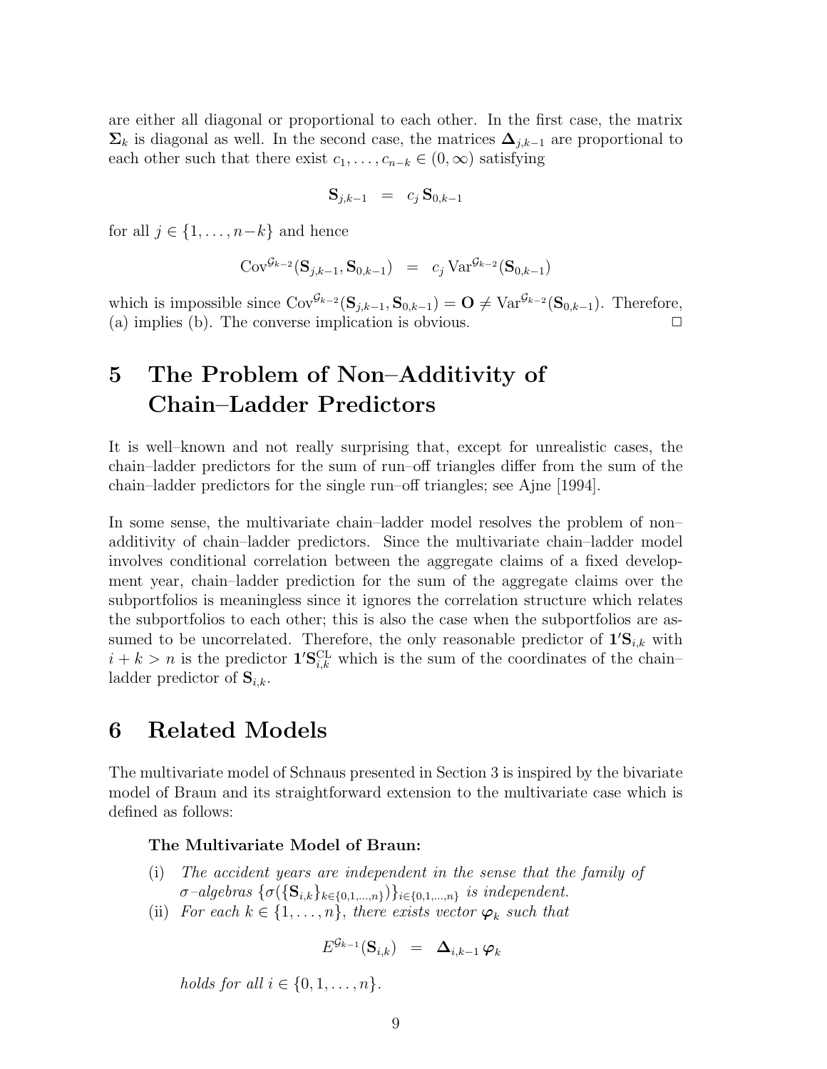are either all diagonal or proportional to each other. In the first case, the matrix $\mathbf{\Sigma}_k$ is diagonal as well. In the second case, the matrices $\mathbf{\Delta}_{j,k-1}$ are proportional to each other such that there exist $c_1, \ldots, c_{n-k} \in (0, \infty)$ satisfying

$$\mathbf{S}_{j,k-1} \;\; = \;\; c_j \, \mathbf{S}_{0,k-1}$$

for all $j \in \{1, \ldots, n-k\}$ and hence

$$\mathrm{Cov}^{\mathcal{G}_{k-2}}(\mathbf{S}_{j,k-1}, \mathbf{S}_{0,k-1}) \;\; = \;\; c_j \, \mathrm{Var}^{\mathcal{G}_{k-2}}(\mathbf{S}_{0,k-1})$$

which is impossible since $\mathrm{Cov}^{\mathcal{G}_{k-2}}(\mathbf{S}_{j,k-1}, \mathbf{S}_{0,k-1}) = \mathbf{O} \neq \mathrm{Var}^{\mathcal{G}_{k-2}}(\mathbf{S}_{0,k-1})$. Therefore, (a) implies (b). The converse implication is obvious. □

# 5 The Problem of Non–Additivity of Chain–Ladder Predictors

It is well–known and not really surprising that, except for unrealistic cases, the chain–ladder predictors for the sum of run–off triangles differ from the sum of the chain–ladder predictors for the single run–off triangles; see Ajne [1994].

In some sense, the multivariate chain–ladder model resolves the problem of non–additivity of chain–ladder predictors. Since the multivariate chain–ladder model involves conditional correlation between the aggregate claims of a fixed development year, chain–ladder prediction for the sum of the aggregate claims over the subportfolios is meaningless since it ignores the correlation structure which relates the subportfolios to each other; this is also the case when the subportfolios are assumed to be uncorrelated. Therefore, the only reasonable predictor of $\mathbf{1}'\mathbf{S}_{i,k}$ with $i+k > n$ is the predictor $\mathbf{1}'\mathbf{S}_{i,k}^{\mathrm{CL}}$ which is the sum of the coordinates of the chain–ladder predictor of $\mathbf{S}_{i,k}$.

# 6 Related Models

The multivariate model of Schnaus presented in Section 3 is inspired by the bivariate model of Braun and its straightforward extension to the multivariate case which is defined as follows:

**The Multivariate Model of Braun:**

(i) *The accident years are independent in the sense that the family of $\sigma$–algebras $\{\sigma(\{\mathbf{S}_{i,k}\}_{k\in\{0,1,\ldots,n\}})\}_{i\in\{0,1,\ldots,n\}}$ is independent.*

(ii) *For each $k \in \{1, \ldots, n\}$, there exists vector $\boldsymbol{\varphi}_k$ such that*

$$E^{\mathcal{G}_{k-1}}(\mathbf{S}_{i,k}) \;\; = \;\; \mathbf{\Delta}_{i,k-1} \, \boldsymbol{\varphi}_k$$

*holds for all $i \in \{0, 1, \ldots, n\}$.*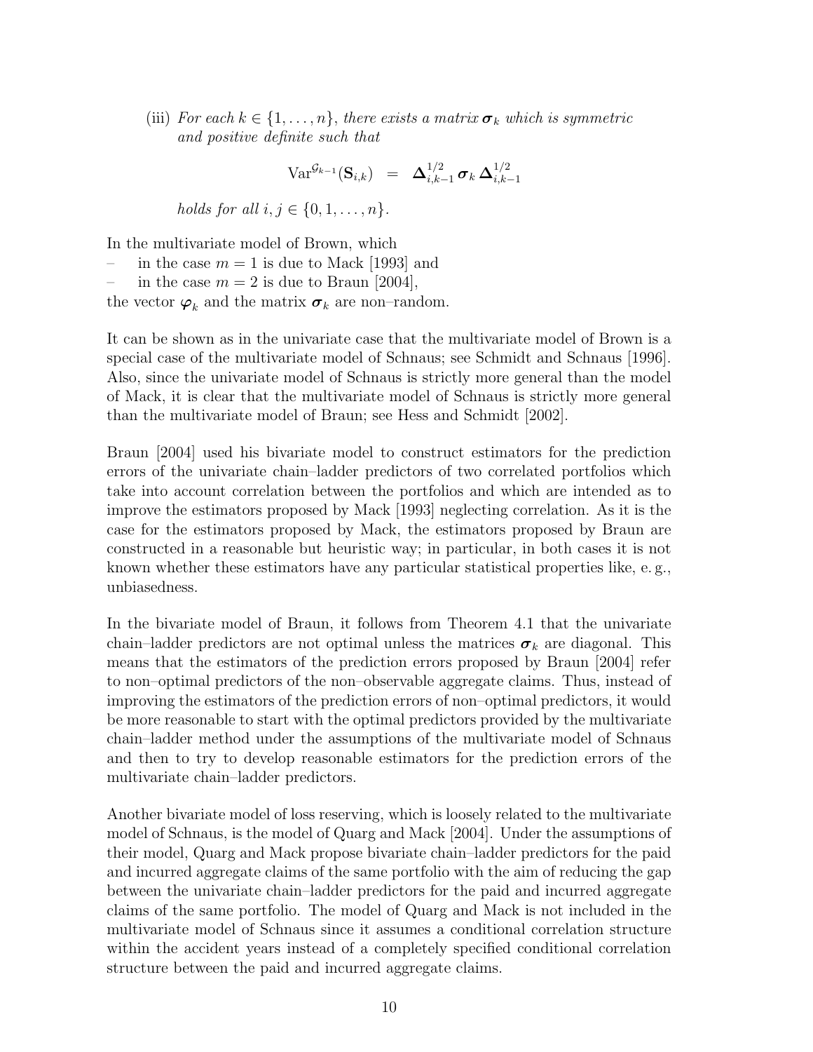(iii) *For each $k \in \{1, \ldots, n\}$, there exists a matrix $\boldsymbol{\sigma}_k$ which is symmetric and positive definite such that*

$$\mathrm{Var}^{\mathcal{G}_{k-1}}(\mathbf{S}_{i,k}) \;=\; \boldsymbol{\Delta}_{i,k-1}^{1/2}\, \boldsymbol{\sigma}_k \, \boldsymbol{\Delta}_{i,k-1}^{1/2}$$

*holds for all $i, j \in \{0, 1, \ldots, n\}$.*

In the multivariate model of Brown, which

- in the case $m = 1$ is due to Mack [1993] and
- in the case $m = 2$ is due to Braun [2004],

the vector $\boldsymbol{\varphi}_k$ and the matrix $\boldsymbol{\sigma}_k$ are non–random.

It can be shown as in the univariate case that the multivariate model of Brown is a special case of the multivariate model of Schnaus; see Schmidt and Schnaus [1996]. Also, since the univariate model of Schnaus is strictly more general than the model of Mack, it is clear that the multivariate model of Schnaus is strictly more general than the multivariate model of Braun; see Hess and Schmidt [2002].

Braun [2004] used his bivariate model to construct estimators for the prediction errors of the univariate chain–ladder predictors of two correlated portfolios which take into account correlation between the portfolios and which are intended as to improve the estimators proposed by Mack [1993] neglecting correlation. As it is the case for the estimators proposed by Mack, the estimators proposed by Braun are constructed in a reasonable but heuristic way; in particular, in both cases it is not known whether these estimators have any particular statistical properties like, e. g., unbiasedness.

In the bivariate model of Braun, it follows from Theorem 4.1 that the univariate chain–ladder predictors are not optimal unless the matrices $\boldsymbol{\sigma}_k$ are diagonal. This means that the estimators of the prediction errors proposed by Braun [2004] refer to non–optimal predictors of the non–observable aggregate claims. Thus, instead of improving the estimators of the prediction errors of non–optimal predictors, it would be more reasonable to start with the optimal predictors provided by the multivariate chain–ladder method under the assumptions of the multivariate model of Schnaus and then to try to develop reasonable estimators for the prediction errors of the multivariate chain–ladder predictors.

Another bivariate model of loss reserving, which is loosely related to the multivariate model of Schnaus, is the model of Quarg and Mack [2004]. Under the assumptions of their model, Quarg and Mack propose bivariate chain–ladder predictors for the paid and incurred aggregate claims of the same portfolio with the aim of reducing the gap between the univariate chain–ladder predictors for the paid and incurred aggregate claims of the same portfolio. The model of Quarg and Mack is not included in the multivariate model of Schnaus since it assumes a conditional correlation structure within the accident years instead of a completely specified conditional correlation structure between the paid and incurred aggregate claims.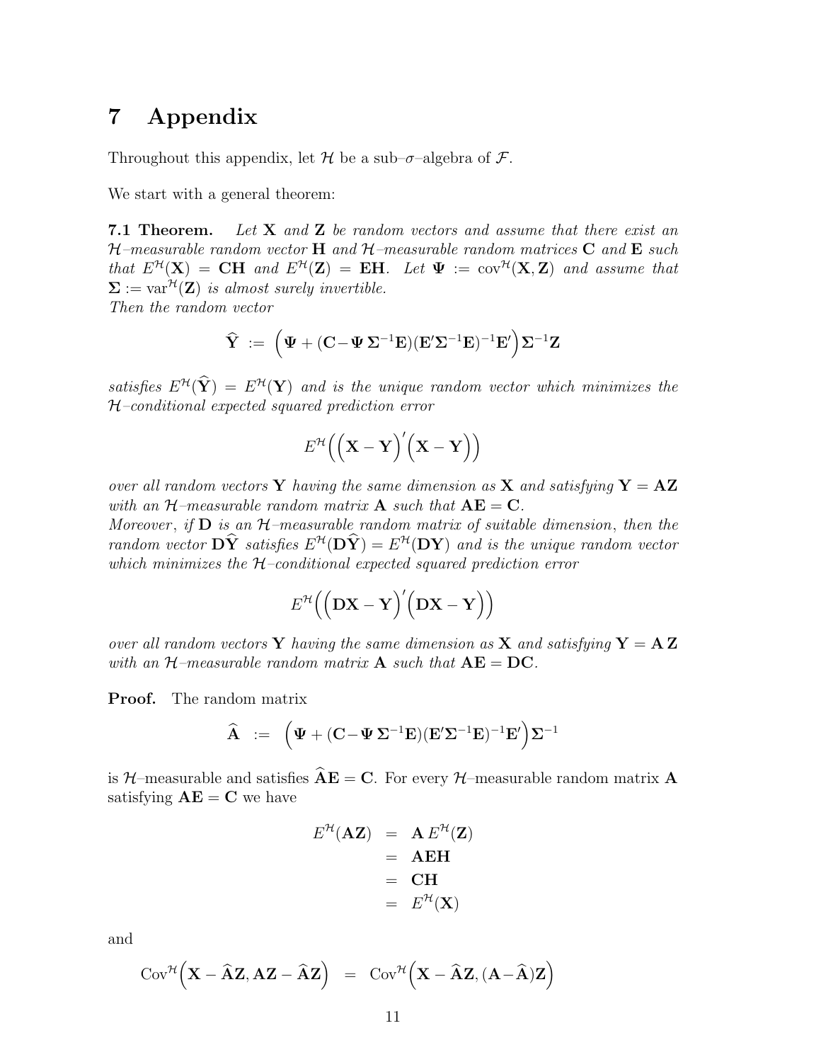# 7 Appendix

Throughout this appendix, let $\mathcal{H}$ be a sub–$\sigma$–algebra of $\mathcal{F}$.

We start with a general theorem:

**7.1 Theorem.** *Let $\mathbf{X}$ and $\mathbf{Z}$ be random vectors and assume that there exist an $\mathcal{H}$–measurable random vector $\mathbf{H}$ and $\mathcal{H}$–measurable random matrices $\mathbf{C}$ and $\mathbf{E}$ such that $E^{\mathcal{H}}(\mathbf{X}) = \mathbf{CH}$ and $E^{\mathcal{H}}(\mathbf{Z}) = \mathbf{EH}$. Let $\mathbf{\Psi} := \mathrm{cov}^{\mathcal{H}}(\mathbf{X}, \mathbf{Z})$ and assume that $\mathbf{\Sigma} := \mathrm{var}^{\mathcal{H}}(\mathbf{Z})$ is almost surely invertible.*
*Then the random vector*

$$\widehat{\mathbf{Y}} \ := \ \Bigl(\mathbf{\Psi} + (\mathbf{C} - \mathbf{\Psi}\,\mathbf{\Sigma}^{-1}\mathbf{E})(\mathbf{E}'\mathbf{\Sigma}^{-1}\mathbf{E})^{-1}\mathbf{E}'\Bigr)\mathbf{\Sigma}^{-1}\mathbf{Z}$$

*satisfies $E^{\mathcal{H}}(\widehat{\mathbf{Y}}) = E^{\mathcal{H}}(\mathbf{Y})$ and is the unique random vector which minimizes the $\mathcal{H}$–conditional expected squared prediction error*

$$E^{\mathcal{H}}\Bigl(\Bigl(\mathbf{X} - \mathbf{Y}\Bigr)'\Bigl(\mathbf{X} - \mathbf{Y}\Bigr)\Bigr)$$

*over all random vectors $\mathbf{Y}$ having the same dimension as $\mathbf{X}$ and satisfying $\mathbf{Y} = \mathbf{AZ}$ with an $\mathcal{H}$–measurable random matrix $\mathbf{A}$ such that $\mathbf{AE} = \mathbf{C}$.*
*Moreover, if $\mathbf{D}$ is an $\mathcal{H}$–measurable random matrix of suitable dimension, then the random vector $\mathbf{D}\widehat{\mathbf{Y}}$ satisfies $E^{\mathcal{H}}(\mathbf{D}\widehat{\mathbf{Y}}) = E^{\mathcal{H}}(\mathbf{DY})$ and is the unique random vector which minimizes the $\mathcal{H}$–conditional expected squared prediction error*

$$E^{\mathcal{H}}\Bigl(\Bigl(\mathbf{DX} - \mathbf{Y}\Bigr)'\Bigl(\mathbf{DX} - \mathbf{Y}\Bigr)\Bigr)$$

*over all random vectors $\mathbf{Y}$ having the same dimension as $\mathbf{X}$ and satisfying $\mathbf{Y} = \mathbf{A}\,\mathbf{Z}$ with an $\mathcal{H}$–measurable random matrix $\mathbf{A}$ such that $\mathbf{AE} = \mathbf{DC}$.*

**Proof.** The random matrix

$$\widehat{\mathbf{A}} \ := \ \Bigl(\mathbf{\Psi} + (\mathbf{C} - \mathbf{\Psi}\,\mathbf{\Sigma}^{-1}\mathbf{E})(\mathbf{E}'\mathbf{\Sigma}^{-1}\mathbf{E})^{-1}\mathbf{E}'\Bigr)\mathbf{\Sigma}^{-1}$$

is $\mathcal{H}$–measurable and satisfies $\widehat{\mathbf{A}}\mathbf{E} = \mathbf{C}$. For every $\mathcal{H}$–measurable random matrix $\mathbf{A}$ satisfying $\mathbf{AE} = \mathbf{C}$ we have

$$\begin{aligned} E^{\mathcal{H}}(\mathbf{AZ}) &= \mathbf{A}\,E^{\mathcal{H}}(\mathbf{Z}) \\ &= \mathbf{AEH} \\ &= \mathbf{CH} \\ &= E^{\mathcal{H}}(\mathbf{X}) \end{aligned}$$

and

$$\mathrm{Cov}^{\mathcal{H}}\Bigl(\mathbf{X} - \widehat{\mathbf{A}}\mathbf{Z}, \mathbf{AZ} - \widehat{\mathbf{A}}\mathbf{Z}\Bigr) \ = \ \mathrm{Cov}^{\mathcal{H}}\Bigl(\mathbf{X} - \widehat{\mathbf{A}}\mathbf{Z}, (\mathbf{A} - \widehat{\mathbf{A}})\mathbf{Z}\Bigr)$$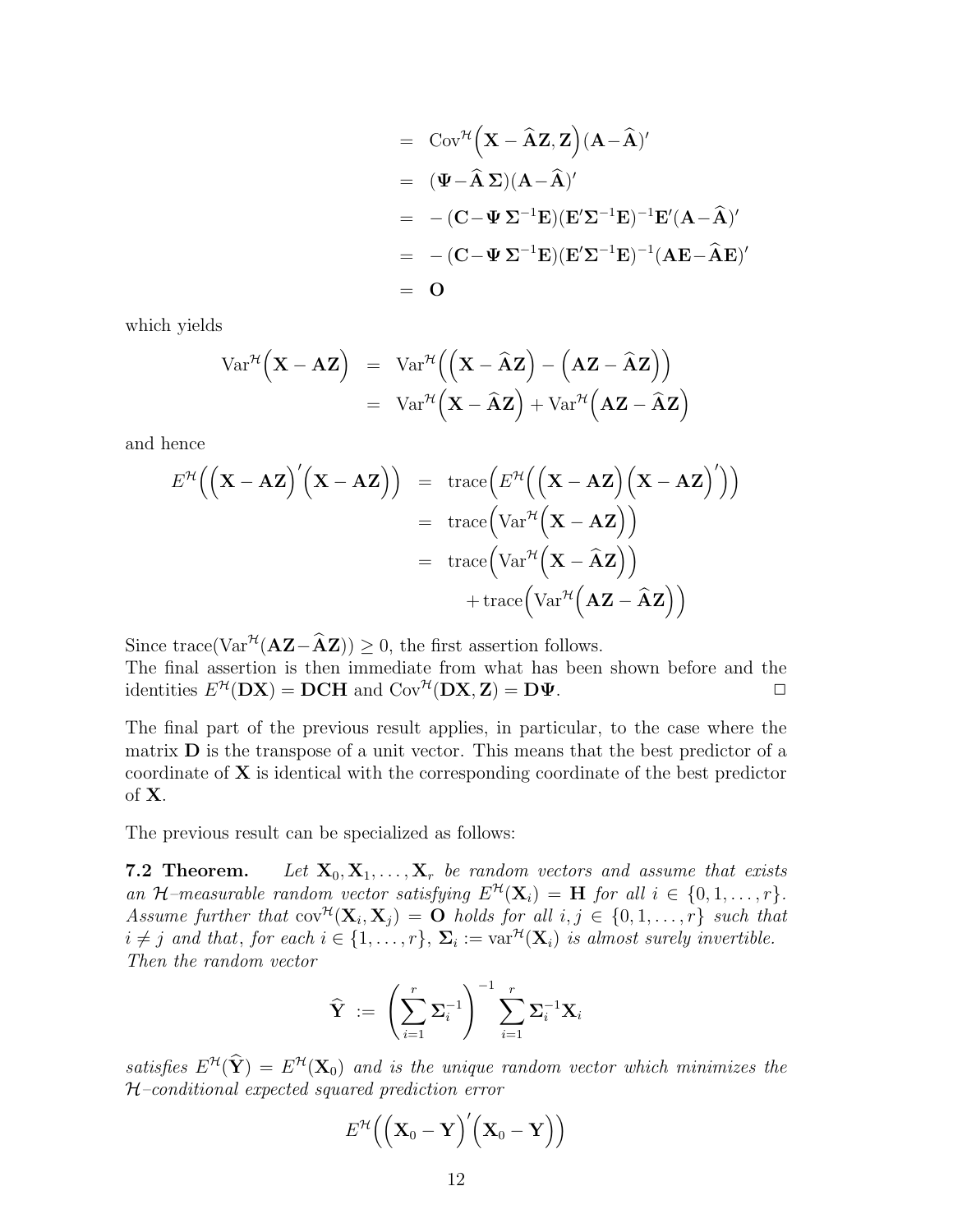$$
\begin{aligned}
&= \operatorname{Cov}^{\mathcal{H}}\Big(\mathbf{X} - \widehat{\mathbf{A}}\mathbf{Z}, \mathbf{Z}\Big)(\mathbf{A} - \widehat{\mathbf{A}})' \\
&= (\mathbf{\Psi} - \widehat{\mathbf{A}}\,\mathbf{\Sigma})(\mathbf{A} - \widehat{\mathbf{A}})' \\
&= -(\mathbf{C} - \mathbf{\Psi}\,\mathbf{\Sigma}^{-1}\mathbf{E})(\mathbf{E}'\mathbf{\Sigma}^{-1}\mathbf{E})^{-1}\mathbf{E}'(\mathbf{A} - \widehat{\mathbf{A}})' \\
&= -(\mathbf{C} - \mathbf{\Psi}\,\mathbf{\Sigma}^{-1}\mathbf{E})(\mathbf{E}'\mathbf{\Sigma}^{-1}\mathbf{E})^{-1}(\mathbf{A}\mathbf{E} - \widehat{\mathbf{A}}\mathbf{E})' \\
&= \mathbf{O}
\end{aligned}
$$

which yields

$$
\begin{aligned}
\operatorname{Var}^{\mathcal{H}}\Big(\mathbf{X} - \mathbf{A}\mathbf{Z}\Big) &= \operatorname{Var}^{\mathcal{H}}\Big(\Big(\mathbf{X} - \widehat{\mathbf{A}}\mathbf{Z}\Big) - \Big(\mathbf{A}\mathbf{Z} - \widehat{\mathbf{A}}\mathbf{Z}\Big)\Big) \\
&= \operatorname{Var}^{\mathcal{H}}\Big(\mathbf{X} - \widehat{\mathbf{A}}\mathbf{Z}\Big) + \operatorname{Var}^{\mathcal{H}}\Big(\mathbf{A}\mathbf{Z} - \widehat{\mathbf{A}}\mathbf{Z}\Big)
\end{aligned}
$$

and hence

$$
\begin{aligned}
E^{\mathcal{H}}\Big(\Big(\mathbf{X} - \mathbf{A}\mathbf{Z}\Big)'\Big(\mathbf{X} - \mathbf{A}\mathbf{Z}\Big)\Big) &= \operatorname{trace}\Big(E^{\mathcal{H}}\Big(\Big(\mathbf{X} - \mathbf{A}\mathbf{Z}\Big)\Big(\mathbf{X} - \mathbf{A}\mathbf{Z}\Big)'\Big)\Big) \\
&= \operatorname{trace}\Big(\operatorname{Var}^{\mathcal{H}}\Big(\mathbf{X} - \mathbf{A}\mathbf{Z}\Big)\Big) \\
&= \operatorname{trace}\Big(\operatorname{Var}^{\mathcal{H}}\Big(\mathbf{X} - \widehat{\mathbf{A}}\mathbf{Z}\Big)\Big) \\
&\qquad + \operatorname{trace}\Big(\operatorname{Var}^{\mathcal{H}}\Big(\mathbf{A}\mathbf{Z} - \widehat{\mathbf{A}}\mathbf{Z}\Big)\Big)
\end{aligned}
$$

Since $\operatorname{trace}(\operatorname{Var}^{\mathcal{H}}(\mathbf{A}\mathbf{Z} - \widehat{\mathbf{A}}\mathbf{Z})) \geq 0$, the first assertion follows.
The final assertion is then immediate from what has been shown before and the identities $E^{\mathcal{H}}(\mathbf{D}\mathbf{X}) = \mathbf{D}\mathbf{C}\mathbf{H}$ and $\operatorname{Cov}^{\mathcal{H}}(\mathbf{D}\mathbf{X}, \mathbf{Z}) = \mathbf{D}\mathbf{\Psi}$. □

The final part of the previous result applies, in particular, to the case where the matrix $\mathbf{D}$ is the transpose of a unit vector. This means that the best predictor of a coordinate of $\mathbf{X}$ is identical with the corresponding coordinate of the best predictor of $\mathbf{X}$.

The previous result can be specialized as follows:

**7.2 Theorem.** *Let $\mathbf{X}_0, \mathbf{X}_1, \ldots, \mathbf{X}_r$ be random vectors and assume that exists an $\mathcal{H}$–measurable random vector satisfying $E^{\mathcal{H}}(\mathbf{X}_i) = \mathbf{H}$ for all $i \in \{0, 1, \ldots, r\}$. Assume further that $\operatorname{cov}^{\mathcal{H}}(\mathbf{X}_i, \mathbf{X}_j) = \mathbf{O}$ holds for all $i, j \in \{0, 1, \ldots, r\}$ such that $i \neq j$ and that, for each $i \in \{1, \ldots, r\}$, $\mathbf{\Sigma}_i := \operatorname{var}^{\mathcal{H}}(\mathbf{X}_i)$ is almost surely invertible. Then the random vector*

$$
\widehat{\mathbf{Y}} := \left(\sum_{i=1}^{r} \mathbf{\Sigma}_i^{-1}\right)^{-1} \sum_{i=1}^{r} \mathbf{\Sigma}_i^{-1}\mathbf{X}_i
$$

*satisfies $E^{\mathcal{H}}(\widehat{\mathbf{Y}}) = E^{\mathcal{H}}(\mathbf{X}_0)$ and is the unique random vector which minimizes the $\mathcal{H}$–conditional expected squared prediction error*

$$
E^{\mathcal{H}}\Big(\Big(\mathbf{X}_0 - \mathbf{Y}\Big)'\Big(\mathbf{X}_0 - \mathbf{Y}\Big)\Big)
$$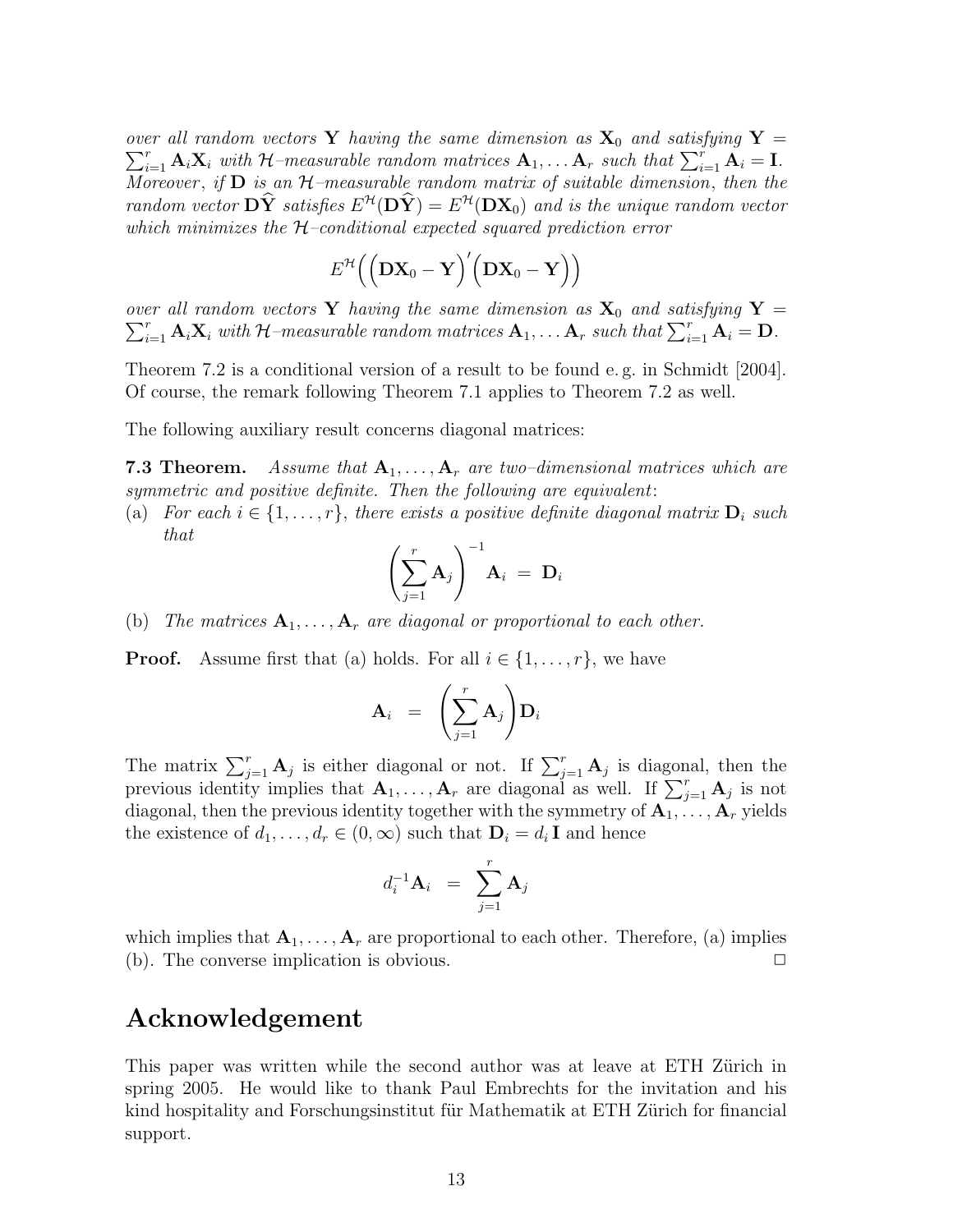*over all random vectors* $\mathbf{Y}$ *having the same dimension as* $\mathbf{X}_0$ *and satisfying* $\mathbf{Y} = \sum_{i=1}^{r} \mathbf{A}_i \mathbf{X}_i$ *with* $\mathcal{H}$*–measurable random matrices* $\mathbf{A}_1, \ldots \mathbf{A}_r$ *such that* $\sum_{i=1}^{r} \mathbf{A}_i = \mathbf{I}$*. Moreover, if* $\mathbf{D}$ *is an* $\mathcal{H}$*–measurable random matrix of suitable dimension, then the random vector* $\mathbf{D}\widehat{\mathbf{Y}}$ *satisfies* $E^{\mathcal{H}}(\mathbf{D}\widehat{\mathbf{Y}}) = E^{\mathcal{H}}(\mathbf{D}\mathbf{X}_0)$ *and is the unique random vector which minimizes the* $\mathcal{H}$*–conditional expected squared prediction error*

$$E^{\mathcal{H}}\Big(\Big(\mathbf{D}\mathbf{X}_0 - \mathbf{Y}\Big)'\Big(\mathbf{D}\mathbf{X}_0 - \mathbf{Y}\Big)\Big)$$

*over all random vectors* $\mathbf{Y}$ *having the same dimension as* $\mathbf{X}_0$ *and satisfying* $\mathbf{Y} = \sum_{i=1}^{r} \mathbf{A}_i \mathbf{X}_i$ *with* $\mathcal{H}$*–measurable random matrices* $\mathbf{A}_1, \ldots \mathbf{A}_r$ *such that* $\sum_{i=1}^{r} \mathbf{A}_i = \mathbf{D}$*.*

Theorem 7.2 is a conditional version of a result to be found e. g. in Schmidt [2004]. Of course, the remark following Theorem 7.1 applies to Theorem 7.2 as well.

The following auxiliary result concerns diagonal matrices:

**7.3 Theorem.** *Assume that* $\mathbf{A}_1, \ldots, \mathbf{A}_r$ *are two–dimensional matrices which are symmetric and positive definite. Then the following are equivalent:*

(a) *For each* $i \in \{1, \ldots, r\}$*, there exists a positive definite diagonal matrix* $\mathbf{D}_i$ *such that*

$$\left(\sum_{j=1}^{r} \mathbf{A}_j\right)^{-1} \mathbf{A}_i \;=\; \mathbf{D}_i$$

(b) *The matrices* $\mathbf{A}_1, \ldots, \mathbf{A}_r$ *are diagonal or proportional to each other.*

**Proof.** Assume first that (a) holds. For all $i \in \{1, \ldots, r\}$, we have

$$\mathbf{A}_i \;=\; \left(\sum_{j=1}^{r} \mathbf{A}_j\right) \mathbf{D}_i$$

The matrix $\sum_{j=1}^{r} \mathbf{A}_j$ is either diagonal or not. If $\sum_{j=1}^{r} \mathbf{A}_j$ is diagonal, then the previous identity implies that $\mathbf{A}_1, \ldots, \mathbf{A}_r$ are diagonal as well. If $\sum_{j=1}^{r} \mathbf{A}_j$ is not diagonal, then the previous identity together with the symmetry of $\mathbf{A}_1, \ldots, \mathbf{A}_r$ yields the existence of $d_1, \ldots, d_r \in (0, \infty)$ such that $\mathbf{D}_i = d_i \, \mathbf{I}$ and hence

$$d_i^{-1} \mathbf{A}_i \;=\; \sum_{j=1}^{r} \mathbf{A}_j$$

which implies that $\mathbf{A}_1, \ldots, \mathbf{A}_r$ are proportional to each other. Therefore, (a) implies (b). The converse implication is obvious. □

# Acknowledgement

This paper was written while the second author was at leave at ETH Zürich in spring 2005. He would like to thank Paul Embrechts for the invitation and his kind hospitality and Forschungsinstitut für Mathematik at ETH Zürich for financial support.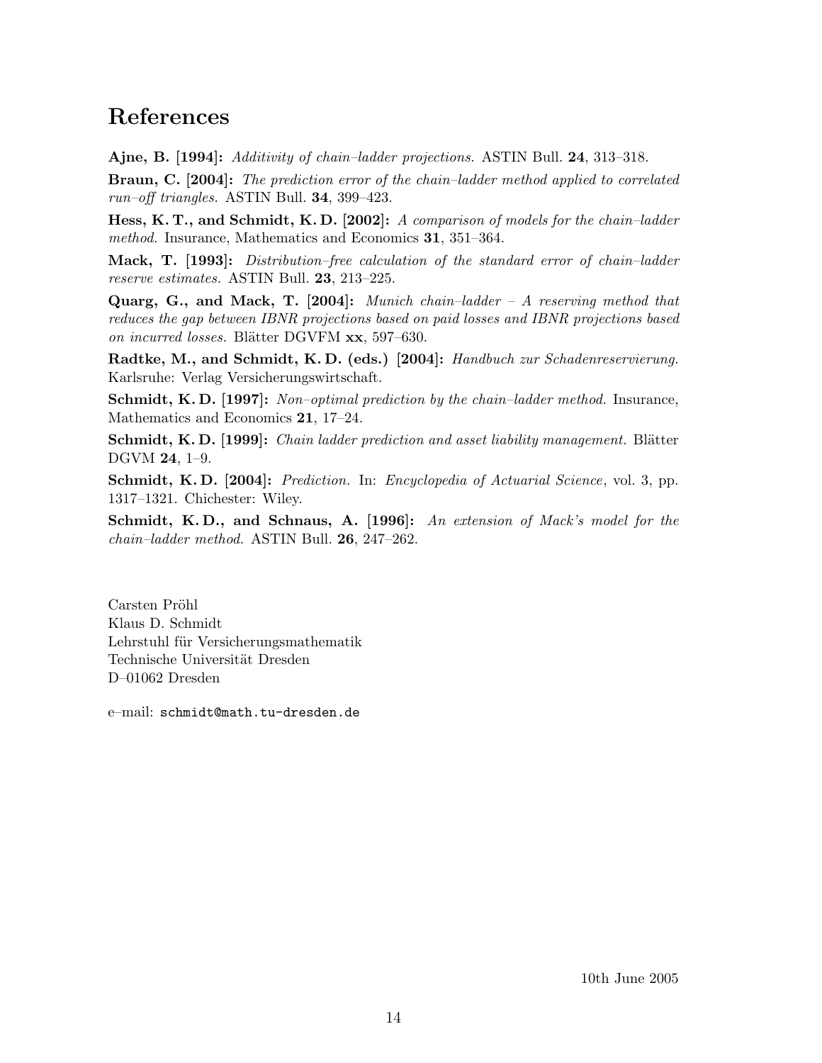# References

**Ajne, B. [1994]:** *Additivity of chain–ladder projections.* ASTIN Bull. **24**, 313–318.

**Braun, C. [2004]:** *The prediction error of the chain–ladder method applied to correlated run–off triangles.* ASTIN Bull. **34**, 399–423.

**Hess, K. T., and Schmidt, K. D. [2002]:** *A comparison of models for the chain–ladder method.* Insurance, Mathematics and Economics **31**, 351–364.

**Mack, T. [1993]:** *Distribution–free calculation of the standard error of chain–ladder reserve estimates.* ASTIN Bull. **23**, 213–225.

**Quarg, G., and Mack, T. [2004]:** *Munich chain–ladder – A reserving method that reduces the gap between IBNR projections based on paid losses and IBNR projections based on incurred losses.* Blätter DGVFM **xx**, 597–630.

**Radtke, M., and Schmidt, K. D. (eds.) [2004]:** *Handbuch zur Schadenreservierung.* Karlsruhe: Verlag Versicherungswirtschaft.

**Schmidt, K. D. [1997]:** *Non–optimal prediction by the chain–ladder method.* Insurance, Mathematics and Economics **21**, 17–24.

**Schmidt, K. D. [1999]:** *Chain ladder prediction and asset liability management.* Blätter DGVM **24**, 1–9.

**Schmidt, K. D. [2004]:** *Prediction.* In: *Encyclopedia of Actuarial Science*, vol. 3, pp. 1317–1321. Chichester: Wiley.

**Schmidt, K. D., and Schnaus, A. [1996]:** *An extension of Mack's model for the chain–ladder method.* ASTIN Bull. **26**, 247–262.

Carsten Pröhl
Klaus D. Schmidt
Lehrstuhl für Versicherungsmathematik
Technische Universität Dresden
D–01062 Dresden

e–mail: schmidt@math.tu-dresden.de

10th June 2005